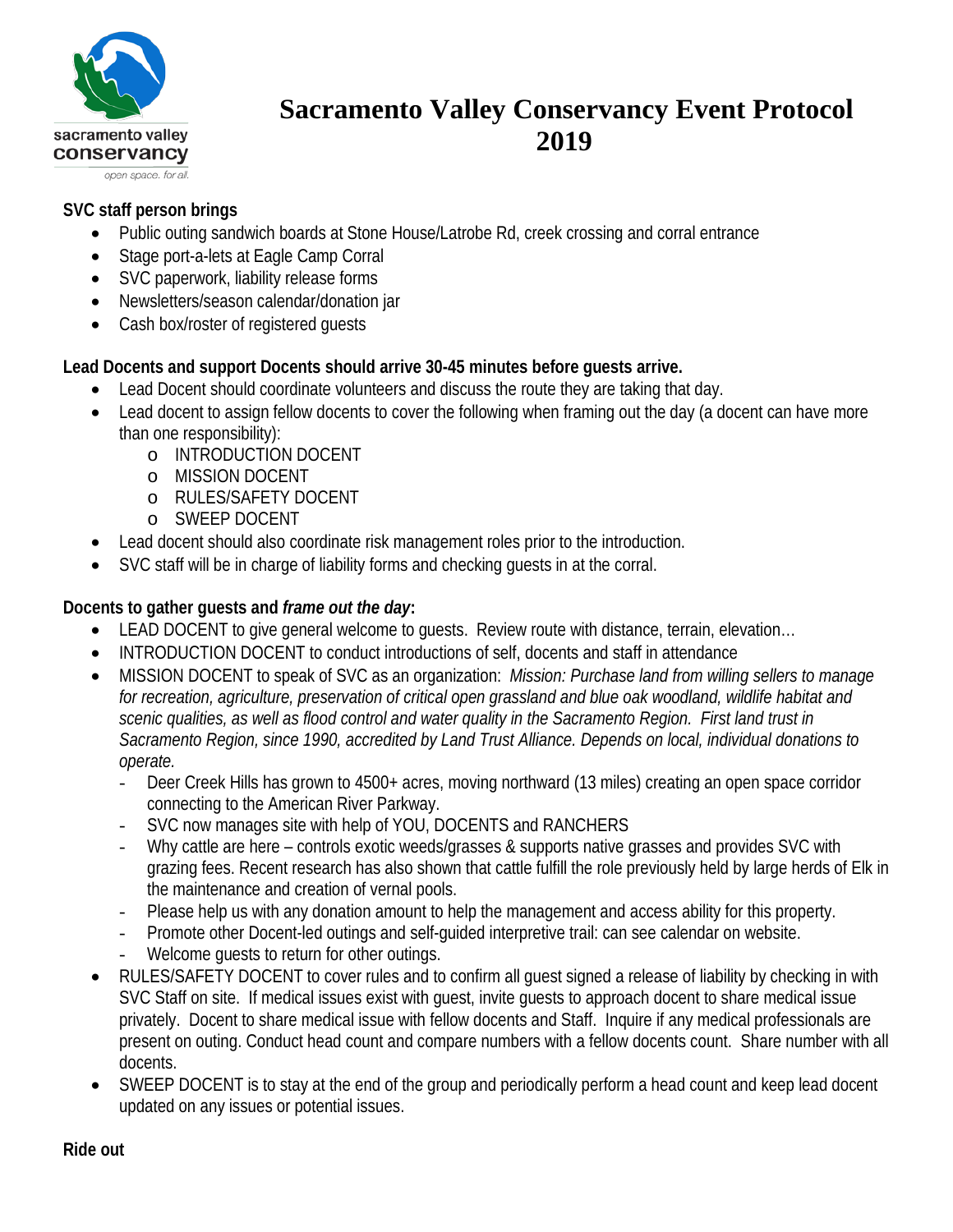# Sacramento Valley Conservancy Event Protocol 2019

**SVC staff person brings**

- Public outing sandwich boards at Stone House/Latrobe Rd, creek crossing and corral entrance
- Stage port-a-lets at Eagle Camp Corral
- SVC paperwork, liability release forms
- Newsletters/season calendar/donation jar
- Cash box/roster of registered guests

**Lead Docents and support Docents should arrive 30-45 minutes before guests arrive.**

- Lead Docent should coordinate volunteers and discuss the route they are taking that day.
- Lead docent to assign fellow docents to cover the following when framing out the day (a docent can have more than one responsibility):
  - INTRODUCTION DOCENT
  - MISSION DOCENT
  - RULES/SAFETY DOCENT
  - SWEEP DOCENT
- Lead docent should also coordinate risk management roles prior to the introduction.
- SVC staff will be in charge of liability forms and checking guests in at the corral.

**Docents to gather guests and *frame out the day*:**

- LEAD DOCENT to give general welcome to guests. Review route with distance, terrain, elevation…
- INTRODUCTION DOCENT to conduct introductions of self, docents and staff in attendance
- MISSION DOCENT to speak of SVC as an organization: *Mission: Purchase land from willing sellers to manage for recreation, agriculture, preservation of critical open grassland and blue oak woodland, wildlife habitat and scenic qualities, as well as flood control and water quality in the Sacramento Region. First land trust in Sacramento Region, since 1990, accredited by Land Trust Alliance. Depends on local, individual donations to operate.*
  - Deer Creek Hills has grown to 4500+ acres, moving northward (13 miles) creating an open space corridor connecting to the American River Parkway.
  - SVC now manages site with help of YOU, DOCENTS and RANCHERS
  - Why cattle are here – controls exotic weeds/grasses & supports native grasses and provides SVC with grazing fees. Recent research has also shown that cattle fulfill the role previously held by large herds of Elk in the maintenance and creation of vernal pools.
  - Please help us with any donation amount to help the management and access ability for this property.
  - Promote other Docent-led outings and self-guided interpretive trail: can see calendar on website.
  - Welcome guests to return for other outings.
- RULES/SAFETY DOCENT to cover rules and to confirm all guest signed a release of liability by checking in with SVC Staff on site. If medical issues exist with guest, invite guests to approach docent to share medical issue privately. Docent to share medical issue with fellow docents and Staff. Inquire if any medical professionals are present on outing. Conduct head count and compare numbers with a fellow docents count. Share number with all docents.
- SWEEP DOCENT is to stay at the end of the group and periodically perform a head count and keep lead docent updated on any issues or potential issues.

**Ride out**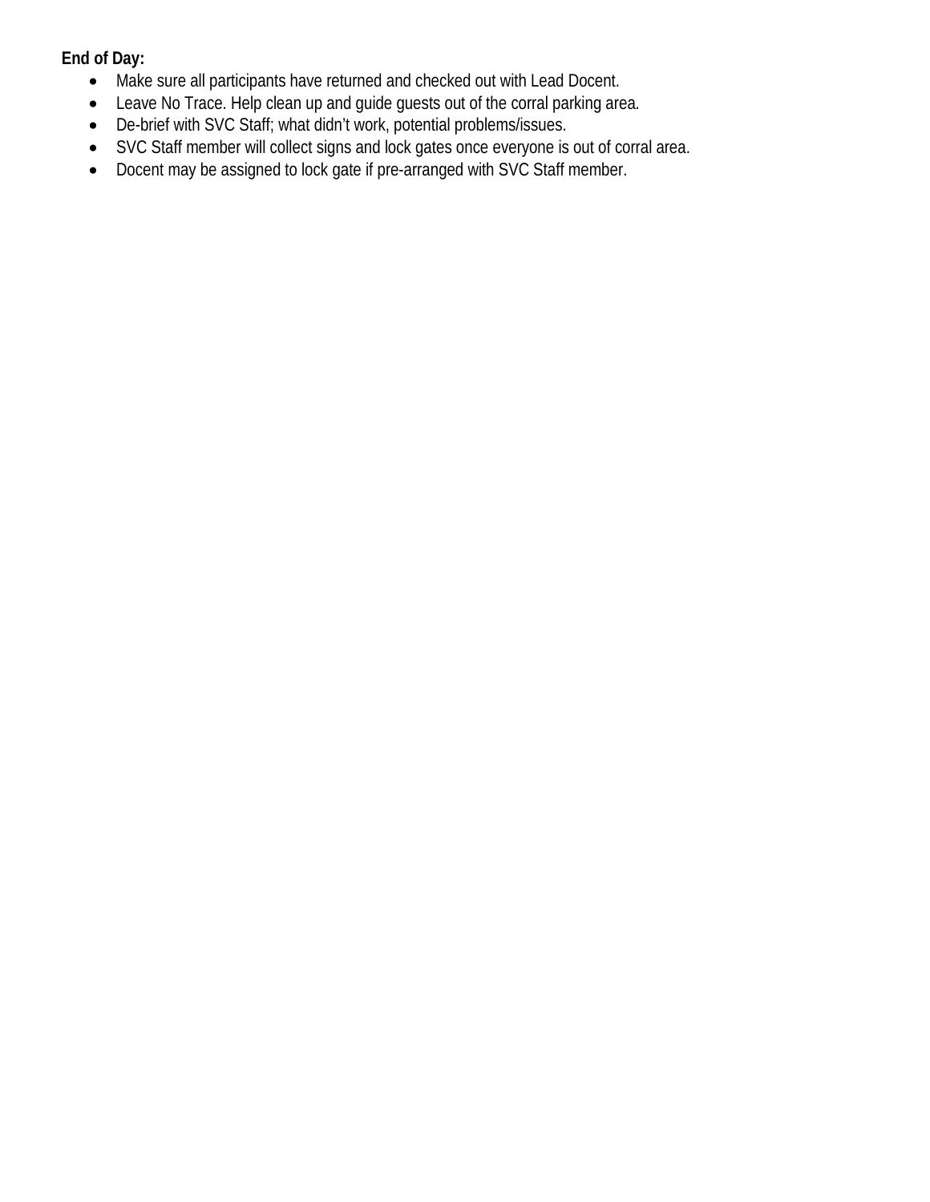**End of Day:**

- Make sure all participants have returned and checked out with Lead Docent.
- Leave No Trace. Help clean up and guide guests out of the corral parking area.
- De-brief with SVC Staff; what didn't work, potential problems/issues.
- SVC Staff member will collect signs and lock gates once everyone is out of corral area.
- Docent may be assigned to lock gate if pre-arranged with SVC Staff member.